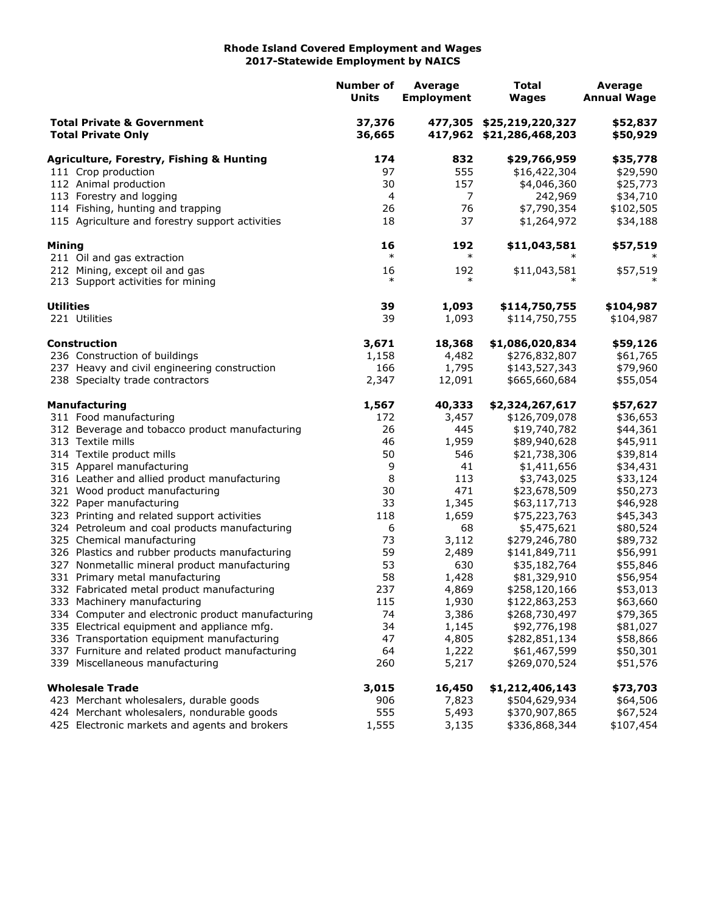**Rhode Island Covered Employment and Wages**
**2017-Statewide Employment by NAICS**

| | Number of Units | Average Employment | Total Wages | Average Annual Wage |
|---|---|---|---|---|
| **Total Private & Government** | **37,376** | **477,305** | **$25,219,220,327** | **$52,837** |
| **Total Private Only** | **36,665** | **417,962** | **$21,286,468,203** | **$50,929** |
| | | | | |
| **Agriculture, Forestry, Fishing & Hunting** | **174** | **832** | **$29,766,959** | **$35,778** |
| 111 Crop production | 97 | 555 | $16,422,304 | $29,590 |
| 112 Animal production | 30 | 157 | $4,046,360 | $25,773 |
| 113 Forestry and logging | 4 | 7 | 242,969 | $34,710 |
| 114 Fishing, hunting and trapping | 26 | 76 | $7,790,354 | $102,505 |
| 115 Agriculture and forestry support activities | 18 | 37 | $1,264,972 | $34,188 |
| | | | | |
| **Mining** | **16** | **192** | **$11,043,581** | **$57,519** |
| 211 Oil and gas extraction | * | * | * | * |
| 212 Mining, except oil and gas | 16 | 192 | $11,043,581 | $57,519 |
| 213 Support activities for mining | * | * | * | * |
| | | | | |
| **Utilities** | **39** | **1,093** | **$114,750,755** | **$104,987** |
| 221 Utilities | 39 | 1,093 | $114,750,755 | $104,987 |
| | | | | |
| **Construction** | **3,671** | **18,368** | **$1,086,020,834** | **$59,126** |
| 236 Construction of buildings | 1,158 | 4,482 | $276,832,807 | $61,765 |
| 237 Heavy and civil engineering construction | 166 | 1,795 | $143,527,343 | $79,960 |
| 238 Specialty trade contractors | 2,347 | 12,091 | $665,660,684 | $55,054 |
| | | | | |
| **Manufacturing** | **1,567** | **40,333** | **$2,324,267,617** | **$57,627** |
| 311 Food manufacturing | 172 | 3,457 | $126,709,078 | $36,653 |
| 312 Beverage and tobacco product manufacturing | 26 | 445 | $19,740,782 | $44,361 |
| 313 Textile mills | 46 | 1,959 | $89,940,628 | $45,911 |
| 314 Textile product mills | 50 | 546 | $21,738,306 | $39,814 |
| 315 Apparel manufacturing | 9 | 41 | $1,411,656 | $34,431 |
| 316 Leather and allied product manufacturing | 8 | 113 | $3,743,025 | $33,124 |
| 321 Wood product manufacturing | 30 | 471 | $23,678,509 | $50,273 |
| 322 Paper manufacturing | 33 | 1,345 | $63,117,713 | $46,928 |
| 323 Printing and related support activities | 118 | 1,659 | $75,223,763 | $45,343 |
| 324 Petroleum and coal products manufacturing | 6 | 68 | $5,475,621 | $80,524 |
| 325 Chemical manufacturing | 73 | 3,112 | $279,246,780 | $89,732 |
| 326 Plastics and rubber products manufacturing | 59 | 2,489 | $141,849,711 | $56,991 |
| 327 Nonmetallic mineral product manufacturing | 53 | 630 | $35,182,764 | $55,846 |
| 331 Primary metal manufacturing | 58 | 1,428 | $81,329,910 | $56,954 |
| 332 Fabricated metal product manufacturing | 237 | 4,869 | $258,120,166 | $53,013 |
| 333 Machinery manufacturing | 115 | 1,930 | $122,863,253 | $63,660 |
| 334 Computer and electronic product manufacturing | 74 | 3,386 | $268,730,497 | $79,365 |
| 335 Electrical equipment and appliance mfg. | 34 | 1,145 | $92,776,198 | $81,027 |
| 336 Transportation equipment manufacturing | 47 | 4,805 | $282,851,134 | $58,866 |
| 337 Furniture and related product manufacturing | 64 | 1,222 | $61,467,599 | $50,301 |
| 339 Miscellaneous manufacturing | 260 | 5,217 | $269,070,524 | $51,576 |
| | | | | |
| **Wholesale Trade** | **3,015** | **16,450** | **$1,212,406,143** | **$73,703** |
| 423 Merchant wholesalers, durable goods | 906 | 7,823 | $504,629,934 | $64,506 |
| 424 Merchant wholesalers, nondurable goods | 555 | 5,493 | $370,907,865 | $67,524 |
| 425 Electronic markets and agents and brokers | 1,555 | 3,135 | $336,868,344 | $107,454 |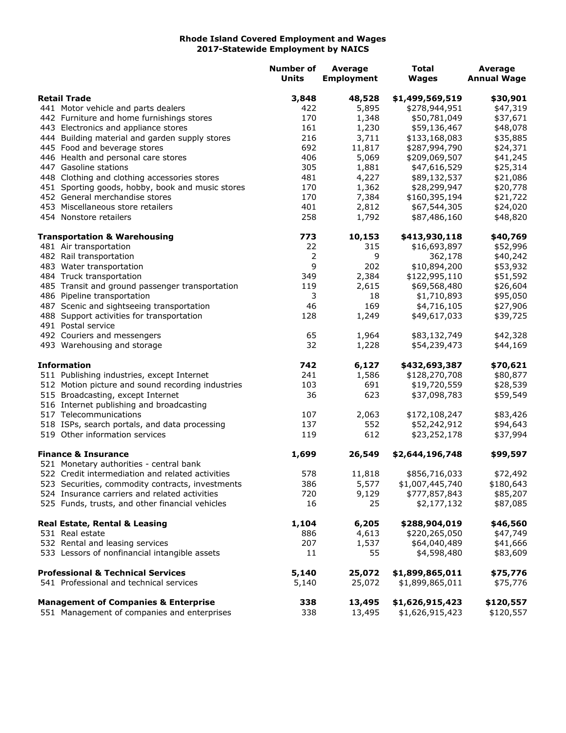# Rhode Island Covered Employment and Wages
## 2017-Statewide Employment by NAICS

| | Number of Units | Average Employment | Total Wages | Average Annual Wage |
|---|---|---|---|---|
| **Retail Trade** | **3,848** | **48,528** | **$1,499,569,519** | **$30,901** |
| 441 Motor vehicle and parts dealers | 422 | 5,895 | $278,944,951 | $47,319 |
| 442 Furniture and home furnishings stores | 170 | 1,348 | $50,781,049 | $37,671 |
| 443 Electronics and appliance stores | 161 | 1,230 | $59,136,467 | $48,078 |
| 444 Building material and garden supply stores | 216 | 3,711 | $133,168,083 | $35,885 |
| 445 Food and beverage stores | 692 | 11,817 | $287,994,790 | $24,371 |
| 446 Health and personal care stores | 406 | 5,069 | $209,069,507 | $41,245 |
| 447 Gasoline stations | 305 | 1,881 | $47,616,529 | $25,314 |
| 448 Clothing and clothing accessories stores | 481 | 4,227 | $89,132,537 | $21,086 |
| 451 Sporting goods, hobby, book and music stores | 170 | 1,362 | $28,299,947 | $20,778 |
| 452 General merchandise stores | 170 | 7,384 | $160,395,194 | $21,722 |
| 453 Miscellaneous store retailers | 401 | 2,812 | $67,544,305 | $24,020 |
| 454 Nonstore retailers | 258 | 1,792 | $87,486,160 | $48,820 |
| **Transportation & Warehousing** | **773** | **10,153** | **$413,930,118** | **$40,769** |
| 481 Air transportation | 22 | 315 | $16,693,897 | $52,996 |
| 482 Rail transportation | 2 | 9 | 362,178 | $40,242 |
| 483 Water transportation | 9 | 202 | $10,894,200 | $53,932 |
| 484 Truck transportation | 349 | 2,384 | $122,995,110 | $51,592 |
| 485 Transit and ground passenger transportation | 119 | 2,615 | $69,568,480 | $26,604 |
| 486 Pipeline transportation | 3 | 18 | $1,710,893 | $95,050 |
| 487 Scenic and sightseeing transportation | 46 | 169 | $4,716,105 | $27,906 |
| 488 Support activities for transportation | 128 | 1,249 | $49,617,033 | $39,725 |
| 491 Postal service | | | | |
| 492 Couriers and messengers | 65 | 1,964 | $83,132,749 | $42,328 |
| 493 Warehousing and storage | 32 | 1,228 | $54,239,473 | $44,169 |
| **Information** | **742** | **6,127** | **$432,693,387** | **$70,621** |
| 511 Publishing industries, except Internet | 241 | 1,586 | $128,270,708 | $80,877 |
| 512 Motion picture and sound recording industries | 103 | 691 | $19,720,559 | $28,539 |
| 515 Broadcasting, except Internet | 36 | 623 | $37,098,783 | $59,549 |
| 516 Internet publishing and broadcasting | | | | |
| 517 Telecommunications | 107 | 2,063 | $172,108,247 | $83,426 |
| 518 ISPs, search portals, and data processing | 137 | 552 | $52,242,912 | $94,643 |
| 519 Other information services | 119 | 612 | $23,252,178 | $37,994 |
| **Finance & Insurance** | **1,699** | **26,549** | **$2,644,196,748** | **$99,597** |
| 521 Monetary authorities - central bank | | | | |
| 522 Credit intermediation and related activities | 578 | 11,818 | $856,716,033 | $72,492 |
| 523 Securities, commodity contracts, investments | 386 | 5,577 | $1,007,445,740 | $180,643 |
| 524 Insurance carriers and related activities | 720 | 9,129 | $777,857,843 | $85,207 |
| 525 Funds, trusts, and other financial vehicles | 16 | 25 | $2,177,132 | $87,085 |
| **Real Estate, Rental & Leasing** | **1,104** | **6,205** | **$288,904,019** | **$46,560** |
| 531 Real estate | 886 | 4,613 | $220,265,050 | $47,749 |
| 532 Rental and leasing services | 207 | 1,537 | $64,040,489 | $41,666 |
| 533 Lessors of nonfinancial intangible assets | 11 | 55 | $4,598,480 | $83,609 |
| **Professional & Technical Services** | **5,140** | **25,072** | **$1,899,865,011** | **$75,776** |
| 541 Professional and technical services | 5,140 | 25,072 | $1,899,865,011 | $75,776 |
| **Management of Companies & Enterprise** | **338** | **13,495** | **$1,626,915,423** | **$120,557** |
| 551 Management of companies and enterprises | 338 | 13,495 | $1,626,915,423 | $120,557 |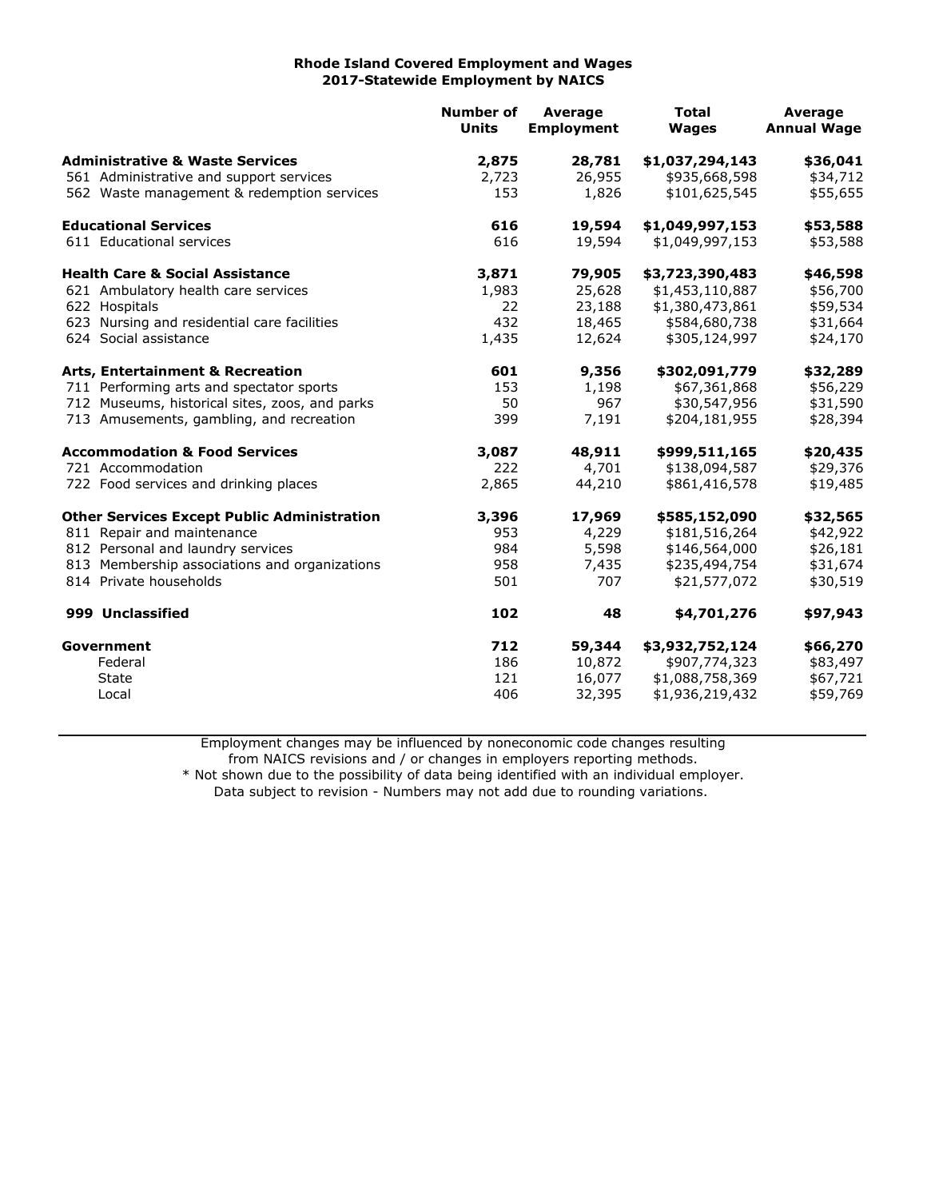**Rhode Island Covered Employment and Wages**
**2017-Statewide Employment by NAICS**

| | Number of Units | Average Employment | Total Wages | Average Annual Wage |
|---|---|---|---|---|
| **Administrative & Waste Services** | **2,875** | **28,781** | **$1,037,294,143** | **$36,041** |
| 561 Administrative and support services | 2,723 | 26,955 | $935,668,598 | $34,712 |
| 562 Waste management & redemption services | 153 | 1,826 | $101,625,545 | $55,655 |
| **Educational Services** | **616** | **19,594** | **$1,049,997,153** | **$53,588** |
| 611 Educational services | 616 | 19,594 | $1,049,997,153 | $53,588 |
| **Health Care & Social Assistance** | **3,871** | **79,905** | **$3,723,390,483** | **$46,598** |
| 621 Ambulatory health care services | 1,983 | 25,628 | $1,453,110,887 | $56,700 |
| 622 Hospitals | 22 | 23,188 | $1,380,473,861 | $59,534 |
| 623 Nursing and residential care facilities | 432 | 18,465 | $584,680,738 | $31,664 |
| 624 Social assistance | 1,435 | 12,624 | $305,124,997 | $24,170 |
| **Arts, Entertainment & Recreation** | **601** | **9,356** | **$302,091,779** | **$32,289** |
| 711 Performing arts and spectator sports | 153 | 1,198 | $67,361,868 | $56,229 |
| 712 Museums, historical sites, zoos, and parks | 50 | 967 | $30,547,956 | $31,590 |
| 713 Amusements, gambling, and recreation | 399 | 7,191 | $204,181,955 | $28,394 |
| **Accommodation & Food Services** | **3,087** | **48,911** | **$999,511,165** | **$20,435** |
| 721 Accommodation | 222 | 4,701 | $138,094,587 | $29,376 |
| 722 Food services and drinking places | 2,865 | 44,210 | $861,416,578 | $19,485 |
| **Other Services Except Public Administration** | **3,396** | **17,969** | **$585,152,090** | **$32,565** |
| 811 Repair and maintenance | 953 | 4,229 | $181,516,264 | $42,922 |
| 812 Personal and laundry services | 984 | 5,598 | $146,564,000 | $26,181 |
| 813 Membership associations and organizations | 958 | 7,435 | $235,494,754 | $31,674 |
| 814 Private households | 501 | 707 | $21,577,072 | $30,519 |
| **999 Unclassified** | **102** | **48** | **$4,701,276** | **$97,943** |
| **Government** | **712** | **59,344** | **$3,932,752,124** | **$66,270** |
| Federal | 186 | 10,872 | $907,774,323 | $83,497 |
| State | 121 | 16,077 | $1,088,758,369 | $67,721 |
| Local | 406 | 32,395 | $1,936,219,432 | $59,769 |

Employment changes may be influenced by noneconomic code changes resulting from NAICS revisions and / or changes in employers reporting methods.
* Not shown due to the possibility of data being identified with an individual employer.
Data subject to revision - Numbers may not add due to rounding variations.